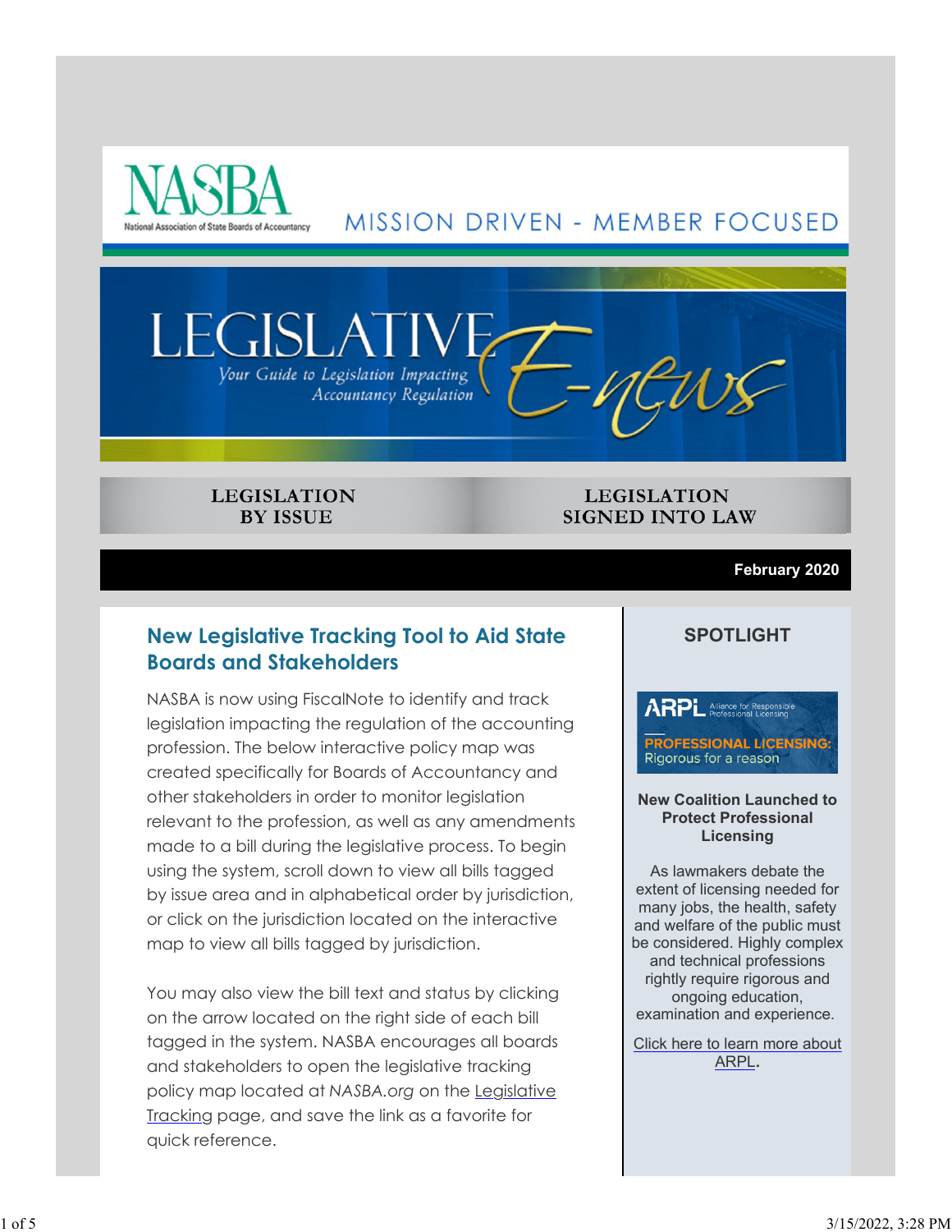NASBA

National Association of State Boards of Accountancy

MISSION DRIVEN - MEMBER FOCUSED

# LEGISLATIVE E-news

*Your Guide to Legislation Impacting Accountancy Regulation*

**LEGISLATION BY ISSUE** | **LEGISLATION SIGNED INTO LAW**

**February 2020**

## New Legislative Tracking Tool to Aid State Boards and Stakeholders

NASBA is now using FiscalNote to identify and track legislation impacting the regulation of the accounting profession. The below interactive policy map was created specifically for Boards of Accountancy and other stakeholders in order to monitor legislation relevant to the profession, as well as any amendments made to a bill during the legislative process. To begin using the system, scroll down to view all bills tagged by issue area and in alphabetical order by jurisdiction, or click on the jurisdiction located on the interactive map to view all bills tagged by jurisdiction.

You may also view the bill text and status by clicking on the arrow located on the right side of each bill tagged in the system. NASBA encourages all boards and stakeholders to open the legislative tracking policy map located at *NASBA.org* on the Legislative Tracking page, and save the link as a favorite for quick reference.

## SPOTLIGHT

ARPL Alliance for Responsible Professional Licensing

PROFESSIONAL LICENSING: Rigorous for a reason

**New Coalition Launched to Protect Professional Licensing**

As lawmakers debate the extent of licensing needed for many jobs, the health, safety and welfare of the public must be considered. Highly complex and technical professions rightly require rigorous and ongoing education, examination and experience.

Click here to learn more about ARPL.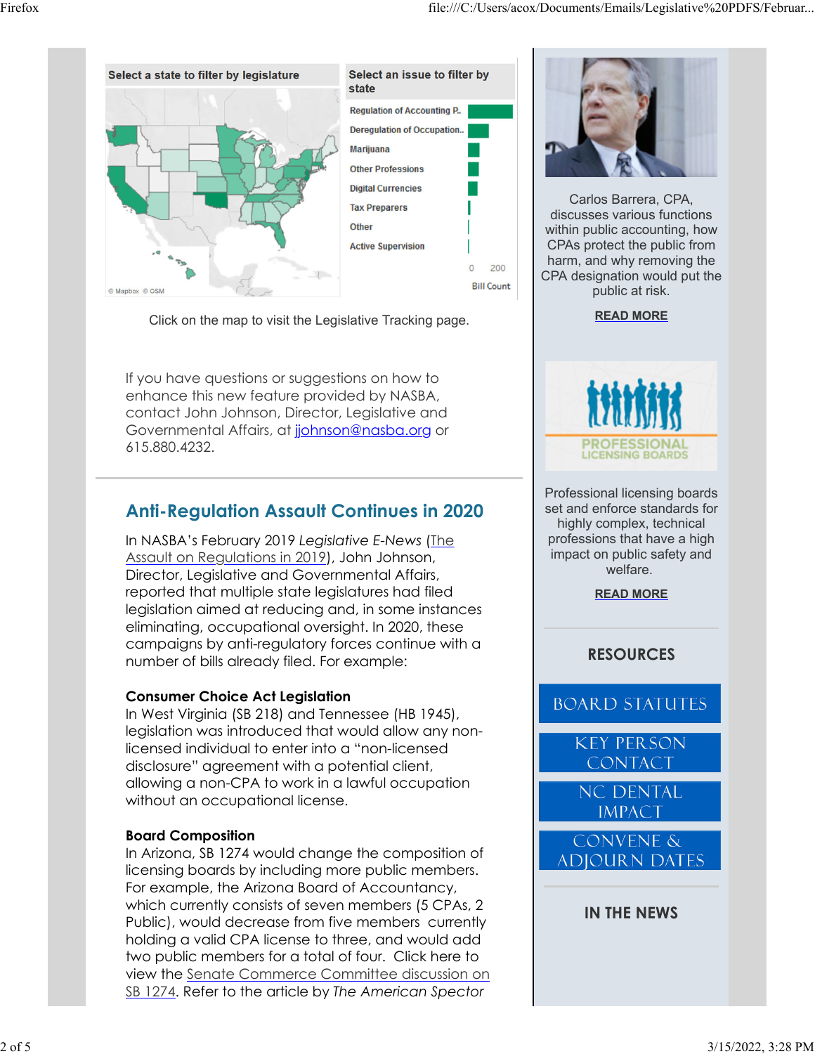Select a state to filter by legislature

Select an issue to filter by state

| Issue | Bill Count |
|---|---|
| Regulation of Accounting P.. | |
| Deregulation of Occupation.. | |
| Marijuana | |
| Other Professions | |
| Digital Currencies | |
| Tax Preparers | |
| Other | |
| Active Supervision | |

0 200
Bill Count

© Mapbox © OSM

Click on the map to visit the Legislative Tracking page.

If you have questions or suggestions on how to enhance this new feature provided by NASBA, contact John Johnson, Director, Legislative and Governmental Affairs, at jjohnson@nasba.org or 615.880.4232.

## Anti-Regulation Assault Continues in 2020

In NASBA's February 2019 *Legislative E-News* (The Assault on Regulations in 2019), John Johnson, Director, Legislative and Governmental Affairs, reported that multiple state legislatures had filed legislation aimed at reducing and, in some instances eliminating, occupational oversight. In 2020, these campaigns by anti-regulatory forces continue with a number of bills already filed. For example:

**Consumer Choice Act Legislation**
In West Virginia (SB 218) and Tennessee (HB 1945), legislation was introduced that would allow any non-licensed individual to enter into a "non-licensed disclosure" agreement with a potential client, allowing a non-CPA to work in a lawful occupation without an occupational license.

**Board Composition**
In Arizona, SB 1274 would change the composition of licensing boards by including more public members. For example, the Arizona Board of Accountancy, which currently consists of seven members (5 CPAs, 2 Public), would decrease from five members currently holding a valid CPA license to three, and would add two public members for a total of four. Click here to view the Senate Commerce Committee discussion on SB 1274. Refer to the article by *The American Spectator*

Carlos Barrera, CPA, discusses various functions within public accounting, how CPAs protect the public from harm, and why removing the CPA designation would put the public at risk.

**READ MORE**

PROFESSIONAL LICENSING BOARDS

Professional licensing boards set and enforce standards for highly complex, technical professions that have a high impact on public safety and welfare.

**READ MORE**

**RESOURCES**

BOARD STATUTES

KEY PERSON CONTACT

NC DENTAL IMPACT

CONVENE & ADJOURN DATES

**IN THE NEWS**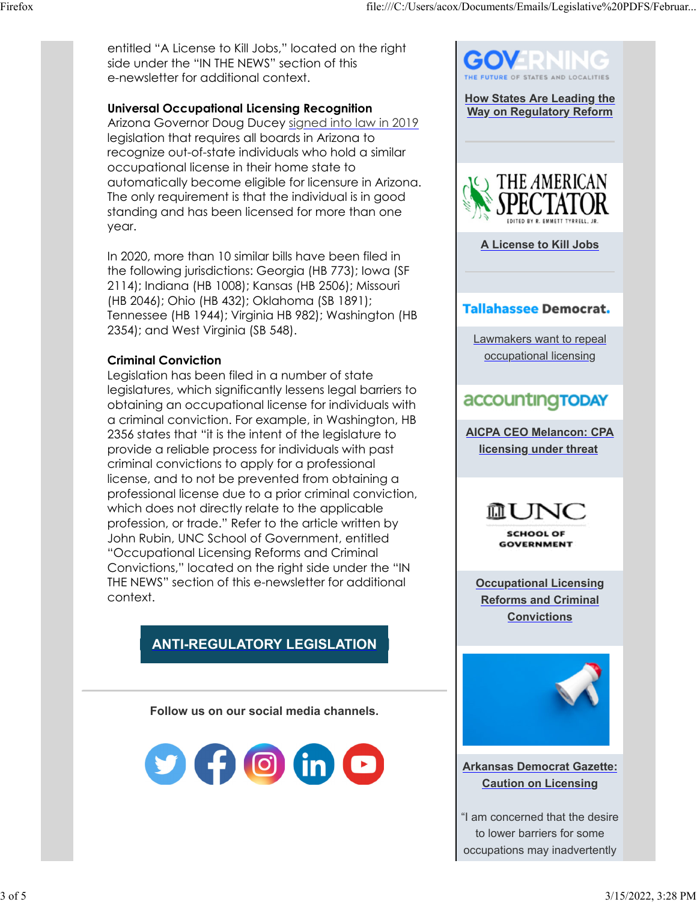entitled "A License to Kill Jobs," located on the right side under the "IN THE NEWS" section of this e-newsletter for additional context.

**Universal Occupational Licensing Recognition**
Arizona Governor Doug Ducey signed into law in 2019 legislation that requires all boards in Arizona to recognize out-of-state individuals who hold a similar occupational license in their home state to automatically become eligible for licensure in Arizona. The only requirement is that the individual is in good standing and has been licensed for more than one year.

In 2020, more than 10 similar bills have been filed in the following jurisdictions: Georgia (HB 773); Iowa (SF 2114); Indiana (HB 1008); Kansas (HB 2506); Missouri (HB 2046); Ohio (HB 432); Oklahoma (SB 1891); Tennessee (HB 1944); Virginia HB 982); Washington (HB 2354); and West Virginia (SB 548).

**Criminal Conviction**
Legislation has been filed in a number of state legislatures, which significantly lessens legal barriers to obtaining an occupational license for individuals with a criminal conviction. For example, in Washington, HB 2356 states that "it is the intent of the legislature to provide a reliable process for individuals with past criminal convictions to apply for a professional license, and to not be prevented from obtaining a professional license due to a prior criminal conviction, which does not directly relate to the applicable profession, or trade." Refer to the article written by John Rubin, UNC School of Government, entitled "Occupational Licensing Reforms and Criminal Convictions," located on the right side under the "IN THE NEWS" section of this e-newsletter for additional context.

**ANTI-REGULATORY LEGISLATION**

Follow us on our social media channels.

GOVERNING — THE FUTURE OF STATES AND LOCALITIES

How States Are Leading the Way on Regulatory Reform

THE AMERICAN SPECTATOR — EDITED BY R. EMMETT TYRRELL, JR.

A License to Kill Jobs

Tallahassee Democrat.

Lawmakers want to repeal occupational licensing

accountingTODAY

AICPA CEO Melancon: CPA licensing under threat

UNC SCHOOL OF GOVERNMENT

Occupational Licensing Reforms and Criminal Convictions

Arkansas Democrat Gazette: Caution on Licensing

"I am concerned that the desire to lower barriers for some occupations may inadvertently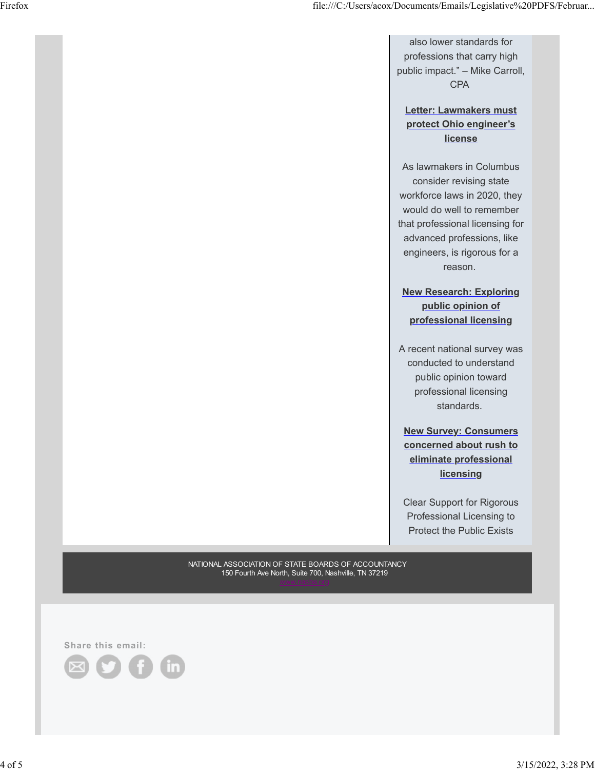also lower standards for professions that carry high public impact." – Mike Carroll, CPA

**Letter: Lawmakers must protect Ohio engineer's license**

As lawmakers in Columbus consider revising state workforce laws in 2020, they would do well to remember that professional licensing for advanced professions, like engineers, is rigorous for a reason.

**New Research: Exploring public opinion of professional licensing**

A recent national survey was conducted to understand public opinion toward professional licensing standards.

**New Survey: Consumers concerned about rush to eliminate professional licensing**

Clear Support for Rigorous Professional Licensing to Protect the Public Exists

NATIONAL ASSOCIATION OF STATE BOARDS OF ACCOUNTANCY
150 Fourth Ave North, Suite 700, Nashville, TN 37219
www.nasba.org

Share this email: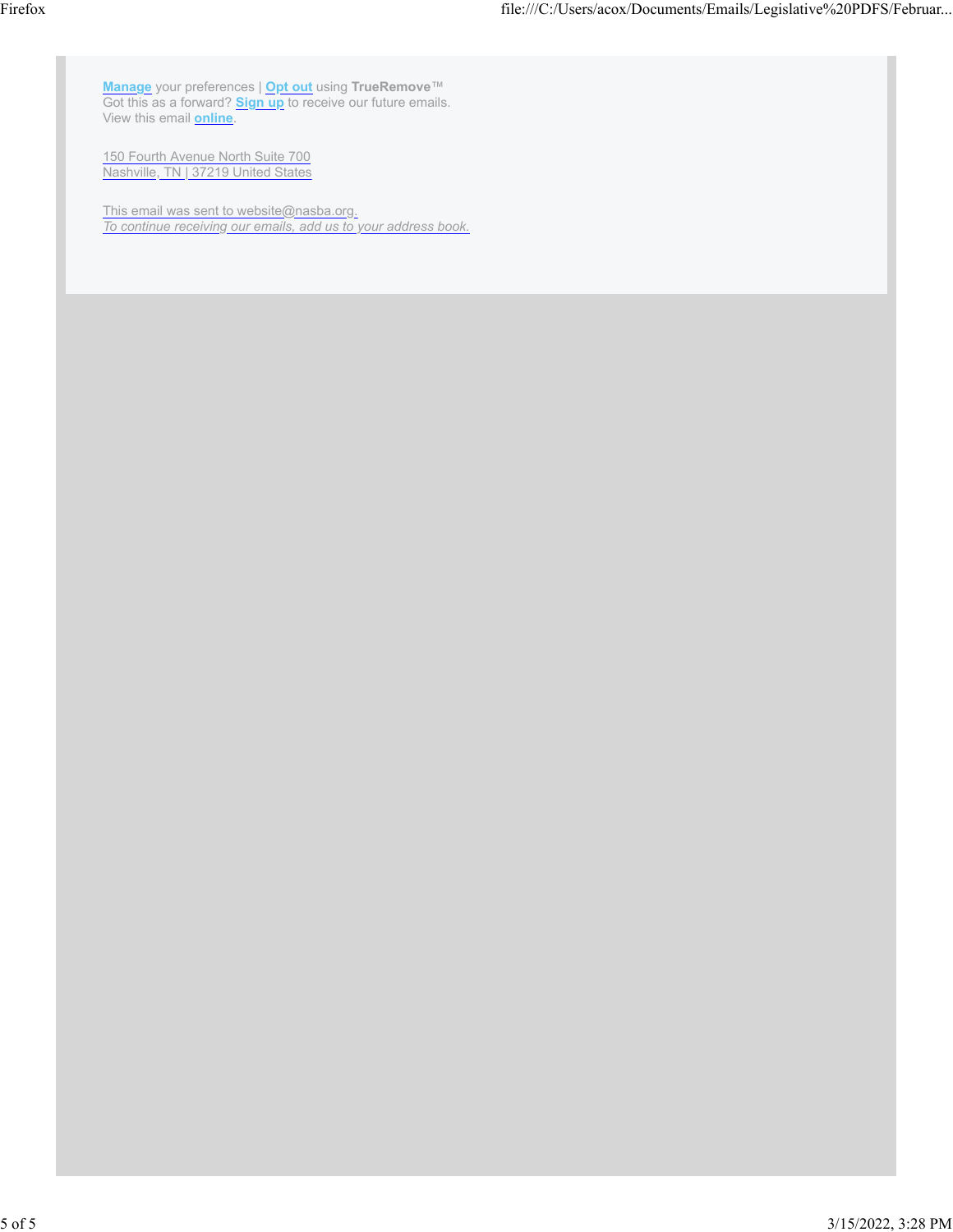**Manage** your preferences | **Opt out** using **TrueRemove**™
Got this as a forward? **Sign up** to receive our future emails.
View this email **online**.

150 Fourth Avenue North Suite 700
Nashville, TN | 37219 United States

This email was sent to website@nasba.org.
*To continue receiving our emails, add us to your address book.*